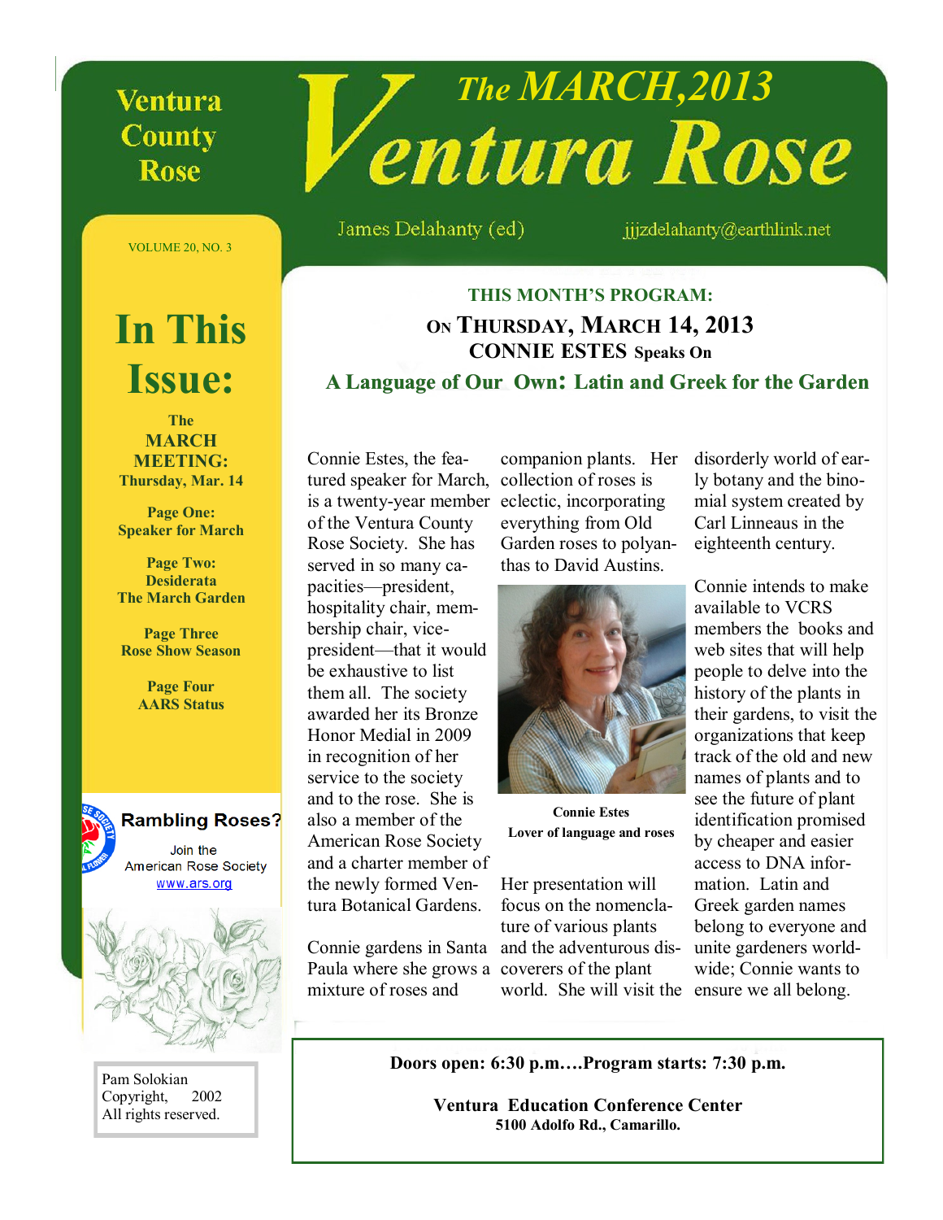# The MARCH,2013 Ventura Rose

**Ventura County Rose**

James Delahanty (ed) jjjzdelahanty@earthlink.net

VOLUME 20, NO. 3

## In This Issue:

**The MARCH MEETING: Thursday, Mar. 14**

**Page One:** Speaker for March

**Page Two:** Desiderata, The March Garden

**Page Three** Rose Show Season

**Page Four** AARS Status

**Rambling Roses?** Join the American Rose Society www.ars.org

Pam Solokian Copyright, 2002 All rights reserved.

## THIS MONTH'S PROGRAM:

### ON THURSDAY, MARCH 14, 2013

### CONNIE ESTES Speaks On

### A Language of Our Own: Latin and Greek for the Garden

Connie Estes, the featured speaker for March, is a twenty-year member of the Ventura County Rose Society. She has served in so many capacities—president, hospitality chair, membership chair, vice-president—that it would be exhaustive to list them all. The society awarded her its Bronze Honor Medial in 2009 in recognition of her service to the society and to the rose. She is also a member of the American Rose Society and a charter member of the newly formed Ventura Botanical Gardens.

Connie gardens in Santa Paula where she grows a mixture of roses and companion plants. Her collection of roses is eclectic, incorporating everything from Old Garden roses to polyanthas to David Austins.

**Connie Estes**
**Lover of language and roses**

Her presentation will focus on the nomenclature of various plants and the adventurous discoverers of the plant world. She will visit the disorderly world of early botany and the binomial system created by Carl Linneaus in the eighteenth century.

Connie intends to make available to VCRS members the books and web sites that will help people to delve into the history of the plants in their gardens, to visit the organizations that keep track of the old and new names of plants and to see the future of plant identification promised by cheaper and easier access to DNA information. Latin and Greek garden names belong to everyone and unite gardeners worldwide; Connie wants to ensure we all belong.

**Doors open: 6:30 p.m.…Program starts: 7:30 p.m.**

**Ventura Education Conference Center**
**5100 Adolfo Rd., Camarillo.**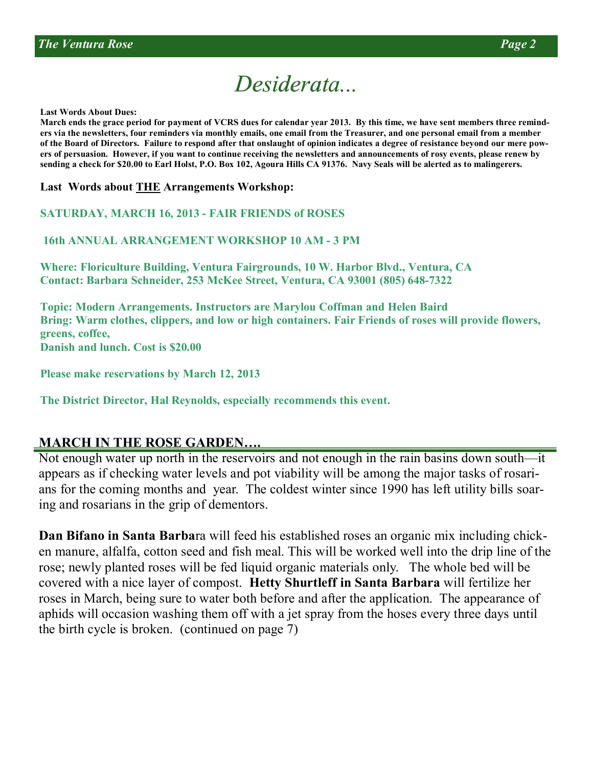# *Desiderata...*

**Last Words About Dues:**

**March ends the grace period for payment of VCRS dues for calendar year 2013. By this time, we have sent members three reminders via the newsletters, four reminders via monthly emails, one email from the Treasurer, and one personal email from a member of the Board of Directors. Failure to respond after that onslaught of opinion indicates a degree of resistance beyond our mere powers of persuasion. However, if you want to continue receiving the newsletters and announcements of rosy events, please renew by sending a check for $20.00 to Earl Holst, P.O. Box 102, Agoura Hills CA 91376. Navy Seals will be alerted as to malingerers.**

**Last Words about THE Arrangements Workshop:**

**SATURDAY, MARCH 16, 2013 - FAIR FRIENDS of ROSES**

**16th ANNUAL ARRANGEMENT WORKSHOP 10 AM - 3 PM**

**Where: Floriculture Building, Ventura Fairgrounds, 10 W. Harbor Blvd., Ventura, CA**
**Contact: Barbara Schneider, 253 McKee Street, Ventura, CA 93001 (805) 648-7322**

**Topic: Modern Arrangements. Instructors are Marylou Coffman and Helen Baird**
**Bring: Warm clothes, clippers, and low or high containers. Fair Friends of roses will provide flowers, greens, coffee,**
**Danish and lunch. Cost is $20.00**

**Please make reservations by March 12, 2013**

**The District Director, Hal Reynolds, especially recommends this event.**

## MARCH IN THE ROSE GARDEN….

Not enough water up north in the reservoirs and not enough in the rain basins down south—it appears as if checking water levels and pot viability will be among the major tasks of rosarians for the coming months and year. The coldest winter since 1990 has left utility bills soaring and rosarians in the grip of dementors.

**Dan Bifano in Santa Barba**ra will feed his established roses an organic mix including chicken manure, alfalfa, cotton seed and fish meal. This will be worked well into the drip line of the rose; newly planted roses will be fed liquid organic materials only. The whole bed will be covered with a nice layer of compost. **Hetty Shurtleff in Santa Barbara** will fertilize her roses in March, being sure to water both before and after the application. The appearance of aphids will occasion washing them off with a jet spray from the hoses every three days until the birth cycle is broken. (continued on page 7)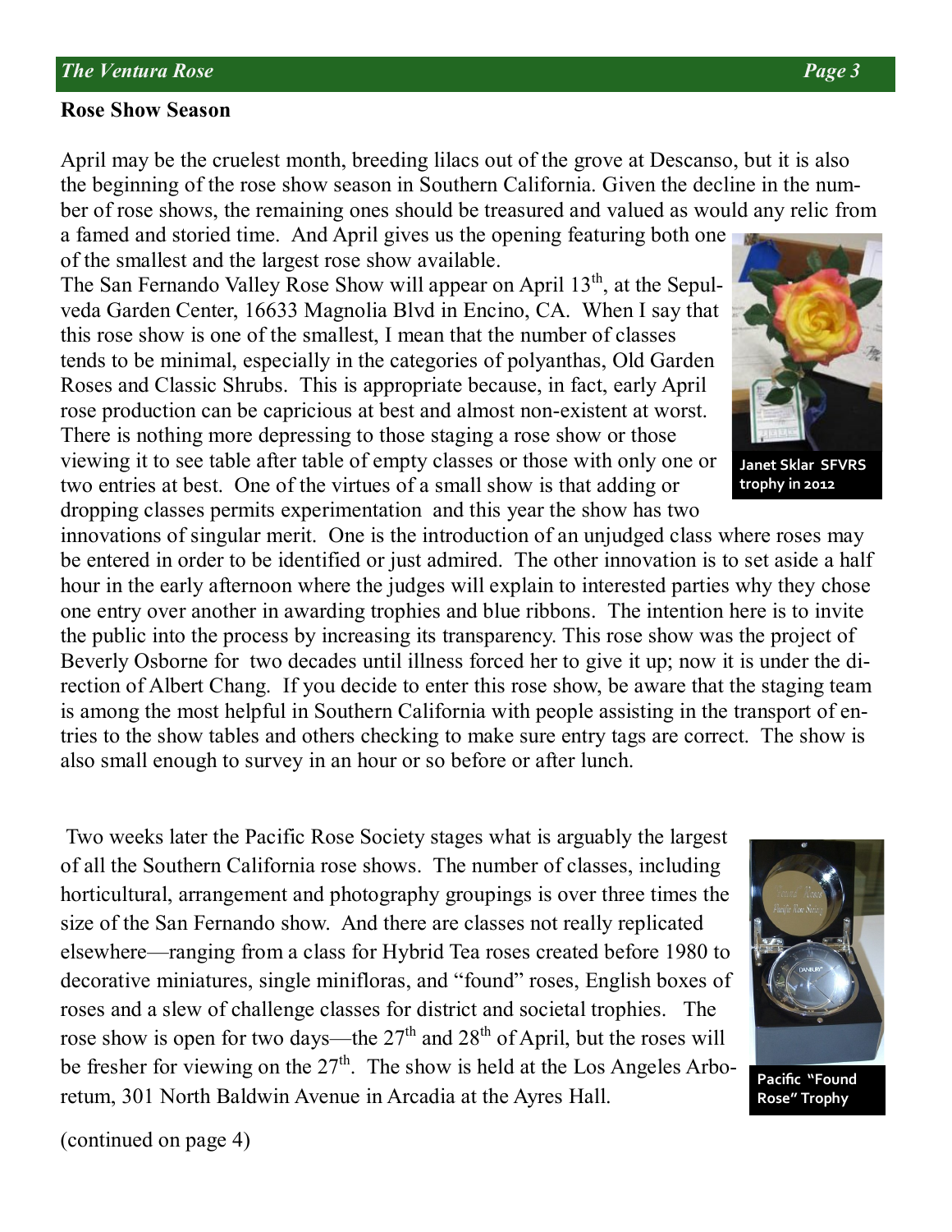## Rose Show Season

April may be the cruelest month, breeding lilacs out of the grove at Descanso, but it is also the beginning of the rose show season in Southern California. Given the decline in the number of rose shows, the remaining ones should be treasured and valued as would any relic from a famed and storied time. And April gives us the opening featuring both one of the smallest and the largest rose show available.

The San Fernando Valley Rose Show will appear on April 13th, at the Sepulveda Garden Center, 16633 Magnolia Blvd in Encino, CA. When I say that this rose show is one of the smallest, I mean that the number of classes tends to be minimal, especially in the categories of polyanthas, Old Garden Roses and Classic Shrubs. This is appropriate because, in fact, early April rose production can be capricious at best and almost non-existent at worst. There is nothing more depressing to those staging a rose show or those viewing it to see table after table of empty classes or those with only one or two entries at best. One of the virtues of a small show is that adding or dropping classes permits experimentation and this year the show has two innovations of singular merit. One is the introduction of an unjudged class where roses may be entered in order to be identified or just admired. The other innovation is to set aside a half hour in the early afternoon where the judges will explain to interested parties why they chose one entry over another in awarding trophies and blue ribbons. The intention here is to invite the public into the process by increasing its transparency. This rose show was the project of Beverly Osborne for two decades until illness forced her to give it up; now it is under the direction of Albert Chang. If you decide to enter this rose show, be aware that the staging team is among the most helpful in Southern California with people assisting in the transport of entries to the show tables and others checking to make sure entry tags are correct. The show is also small enough to survey in an hour or so before or after lunch.

Janet Sklar SFVRS trophy in 2012

Two weeks later the Pacific Rose Society stages what is arguably the largest of all the Southern California rose shows. The number of classes, including horticultural, arrangement and photography groupings is over three times the size of the San Fernando show. And there are classes not really replicated elsewhere—ranging from a class for Hybrid Tea roses created before 1980 to decorative miniatures, single minifloras, and "found" roses, English boxes of roses and a slew of challenge classes for district and societal trophies. The rose show is open for two days—the 27th and 28th of April, but the roses will be fresher for viewing on the 27th. The show is held at the Los Angeles Arboretum, 301 North Baldwin Avenue in Arcadia at the Ayres Hall.

Pacific "Found Rose" Trophy

(continued on page 4)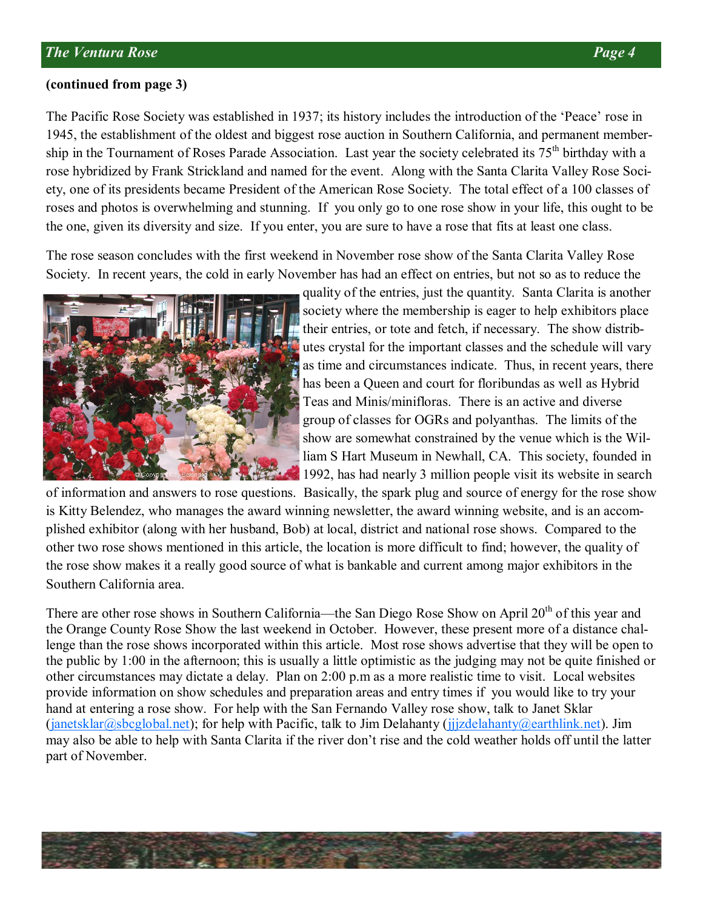**(continued from page 3)**

The Pacific Rose Society was established in 1937; its history includes the introduction of the 'Peace' rose in 1945, the establishment of the oldest and biggest rose auction in Southern California, and permanent membership in the Tournament of Roses Parade Association. Last year the society celebrated its 75th birthday with a rose hybridized by Frank Strickland and named for the event. Along with the Santa Clarita Valley Rose Society, one of its presidents became President of the American Rose Society. The total effect of a 100 classes of roses and photos is overwhelming and stunning. If you only go to one rose show in your life, this ought to be the one, given its diversity and size. If you enter, you are sure to have a rose that fits at least one class.

The rose season concludes with the first weekend in November rose show of the Santa Clarita Valley Rose Society. In recent years, the cold in early November has had an effect on entries, but not so as to reduce the quality of the entries, just the quantity. Santa Clarita is another society where the membership is eager to help exhibitors place their entries, or tote and fetch, if necessary. The show distributes crystal for the important classes and the schedule will vary as time and circumstances indicate. Thus, in recent years, there has been a Queen and court for floribundas as well as Hybrid Teas and Minis/minifloras. There is an active and diverse group of classes for OGRs and polyanthas. The limits of the show are somewhat constrained by the venue which is the William S Hart Museum in Newhall, CA. This society, founded in 1992, has had nearly 3 million people visit its website in search of information and answers to rose questions. Basically, the spark plug and source of energy for the rose show is Kitty Belendez, who manages the award winning newsletter, the award winning website, and is an accomplished exhibitor (along with her husband, Bob) at local, district and national rose shows. Compared to the other two rose shows mentioned in this article, the location is more difficult to find; however, the quality of the rose show makes it a really good source of what is bankable and current among major exhibitors in the Southern California area.

There are other rose shows in Southern California—the San Diego Rose Show on April 20th of this year and the Orange County Rose Show the last weekend in October. However, these present more of a distance challenge than the rose shows incorporated within this article. Most rose shows advertise that they will be open to the public by 1:00 in the afternoon; this is usually a little optimistic as the judging may not be quite finished or other circumstances may dictate a delay. Plan on 2:00 p.m as a more realistic time to visit. Local websites provide information on show schedules and preparation areas and entry times if you would like to try your hand at entering a rose show. For help with the San Fernando Valley rose show, talk to Janet Sklar (janetsklar@sbcglobal.net); for help with Pacific, talk to Jim Delahanty (jjjzdelahanty@earthlink.net). Jim may also be able to help with Santa Clarita if the river don't rise and the cold weather holds off until the latter part of November.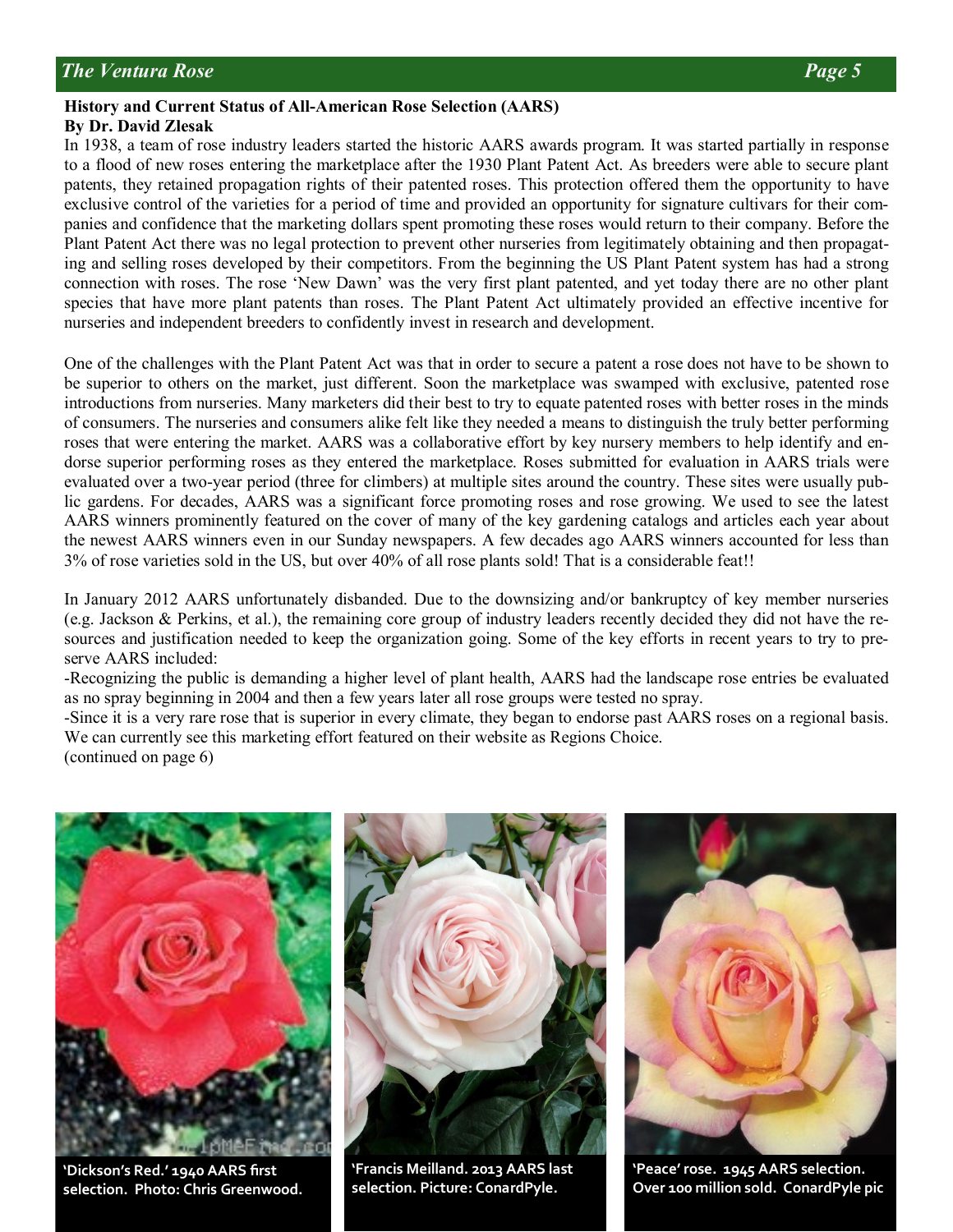## History and Current Status of All-American Rose Selection (AARS)

**By Dr. David Zlesak**

In 1938, a team of rose industry leaders started the historic AARS awards program. It was started partially in response to a flood of new roses entering the marketplace after the 1930 Plant Patent Act. As breeders were able to secure plant patents, they retained propagation rights of their patented roses. This protection offered them the opportunity to have exclusive control of the varieties for a period of time and provided an opportunity for signature cultivars for their companies and confidence that the marketing dollars spent promoting these roses would return to their company. Before the Plant Patent Act there was no legal protection to prevent other nurseries from legitimately obtaining and then propagating and selling roses developed by their competitors. From the beginning the US Plant Patent system has had a strong connection with roses. The rose 'New Dawn' was the very first plant patented, and yet today there are no other plant species that have more plant patents than roses. The Plant Patent Act ultimately provided an effective incentive for nurseries and independent breeders to confidently invest in research and development.

One of the challenges with the Plant Patent Act was that in order to secure a patent a rose does not have to be shown to be superior to others on the market, just different. Soon the marketplace was swamped with exclusive, patented rose introductions from nurseries. Many marketers did their best to try to equate patented roses with better roses in the minds of consumers. The nurseries and consumers alike felt like they needed a means to distinguish the truly better performing roses that were entering the market. AARS was a collaborative effort by key nursery members to help identify and endorse superior performing roses as they entered the marketplace. Roses submitted for evaluation in AARS trials were evaluated over a two-year period (three for climbers) at multiple sites around the country. These sites were usually public gardens. For decades, AARS was a significant force promoting roses and rose growing. We used to see the latest AARS winners prominently featured on the cover of many of the key gardening catalogs and articles each year about the newest AARS winners even in our Sunday newspapers. A few decades ago AARS winners accounted for less than 3% of rose varieties sold in the US, but over 40% of all rose plants sold! That is a considerable feat!!

In January 2012 AARS unfortunately disbanded. Due to the downsizing and/or bankruptcy of key member nurseries (e.g. Jackson & Perkins, et al.), the remaining core group of industry leaders recently decided they did not have the resources and justification needed to keep the organization going. Some of the key efforts in recent years to try to preserve AARS included:

-Recognizing the public is demanding a higher level of plant health, AARS had the landscape rose entries be evaluated as no spray beginning in 2004 and then a few years later all rose groups were tested no spray.

-Since it is a very rare rose that is superior in every climate, they began to endorse past AARS roses on a regional basis. We can currently see this marketing effort featured on their website as Regions Choice.

(continued on page 6)

'Dickson's Red.' 1940 AARS first selection. Photo: Chris Greenwood.

'Francis Meilland. 2013 AARS last selection. Picture: ConardPyle.

'Peace' rose. 1945 AARS selection. Over 100 million sold. ConardPyle pic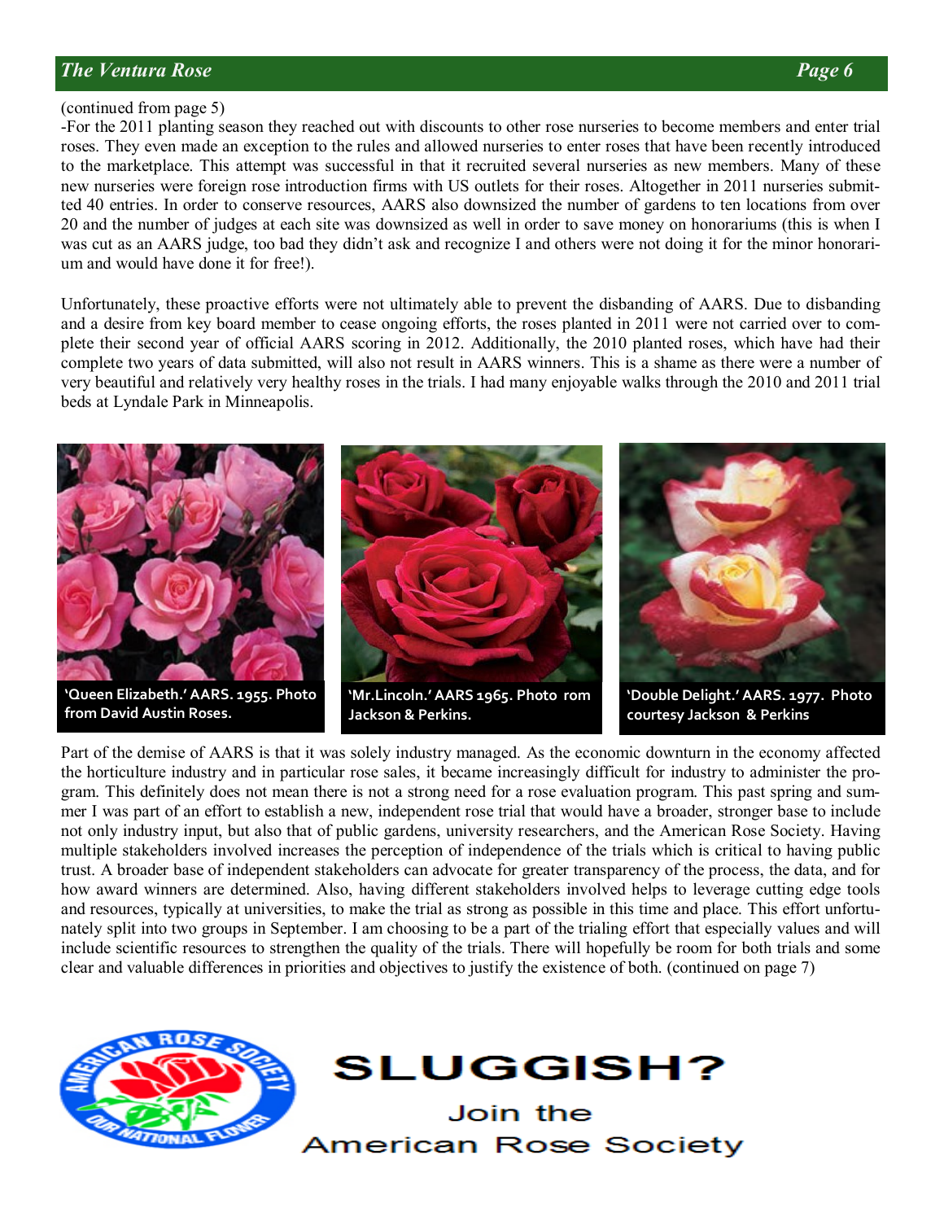(continued from page 5)

-For the 2011 planting season they reached out with discounts to other rose nurseries to become members and enter trial roses. They even made an exception to the rules and allowed nurseries to enter roses that have been recently introduced to the marketplace. This attempt was successful in that it recruited several nurseries as new members. Many of these new nurseries were foreign rose introduction firms with US outlets for their roses. Altogether in 2011 nurseries submitted 40 entries. In order to conserve resources, AARS also downsized the number of gardens to ten locations from over 20 and the number of judges at each site was downsized as well in order to save money on honorariums (this is when I was cut as an AARS judge, too bad they didn't ask and recognize I and others were not doing it for the minor honorarium and would have done it for free!).

Unfortunately, these proactive efforts were not ultimately able to prevent the disbanding of AARS. Due to disbanding and a desire from key board member to cease ongoing efforts, the roses planted in 2011 were not carried over to complete their second year of official AARS scoring in 2012. Additionally, the 2010 planted roses, which have had their complete two years of data submitted, will also not result in AARS winners. This is a shame as there were a number of very beautiful and relatively very healthy roses in the trials. I had many enjoyable walks through the 2010 and 2011 trial beds at Lyndale Park in Minneapolis.

**'Queen Elizabeth.' AARS. 1955. Photo from David Austin Roses.**

**'Mr.Lincoln.' AARS 1965. Photo rom Jackson & Perkins.**

**'Double Delight.' AARS. 1977. Photo courtesy Jackson & Perkins**

Part of the demise of AARS is that it was solely industry managed. As the economic downturn in the economy affected the horticulture industry and in particular rose sales, it became increasingly difficult for industry to administer the program. This definitely does not mean there is not a strong need for a rose evaluation program. This past spring and summer I was part of an effort to establish a new, independent rose trial that would have a broader, stronger base to include not only industry input, but also that of public gardens, university researchers, and the American Rose Society. Having multiple stakeholders involved increases the perception of independence of the trials which is critical to having public trust. A broader base of independent stakeholders can advocate for greater transparency of the process, the data, and for how award winners are determined. Also, having different stakeholders involved helps to leverage cutting edge tools and resources, typically at universities, to make the trial as strong as possible in this time and place. This effort unfortunately split into two groups in September. I am choosing to be a part of the trialing effort that especially values and will include scientific resources to strengthen the quality of the trials. There will hopefully be room for both trials and some clear and valuable differences in priorities and objectives to justify the existence of both. (continued on page 7)

**SLUGGISH?**

Join the American Rose Society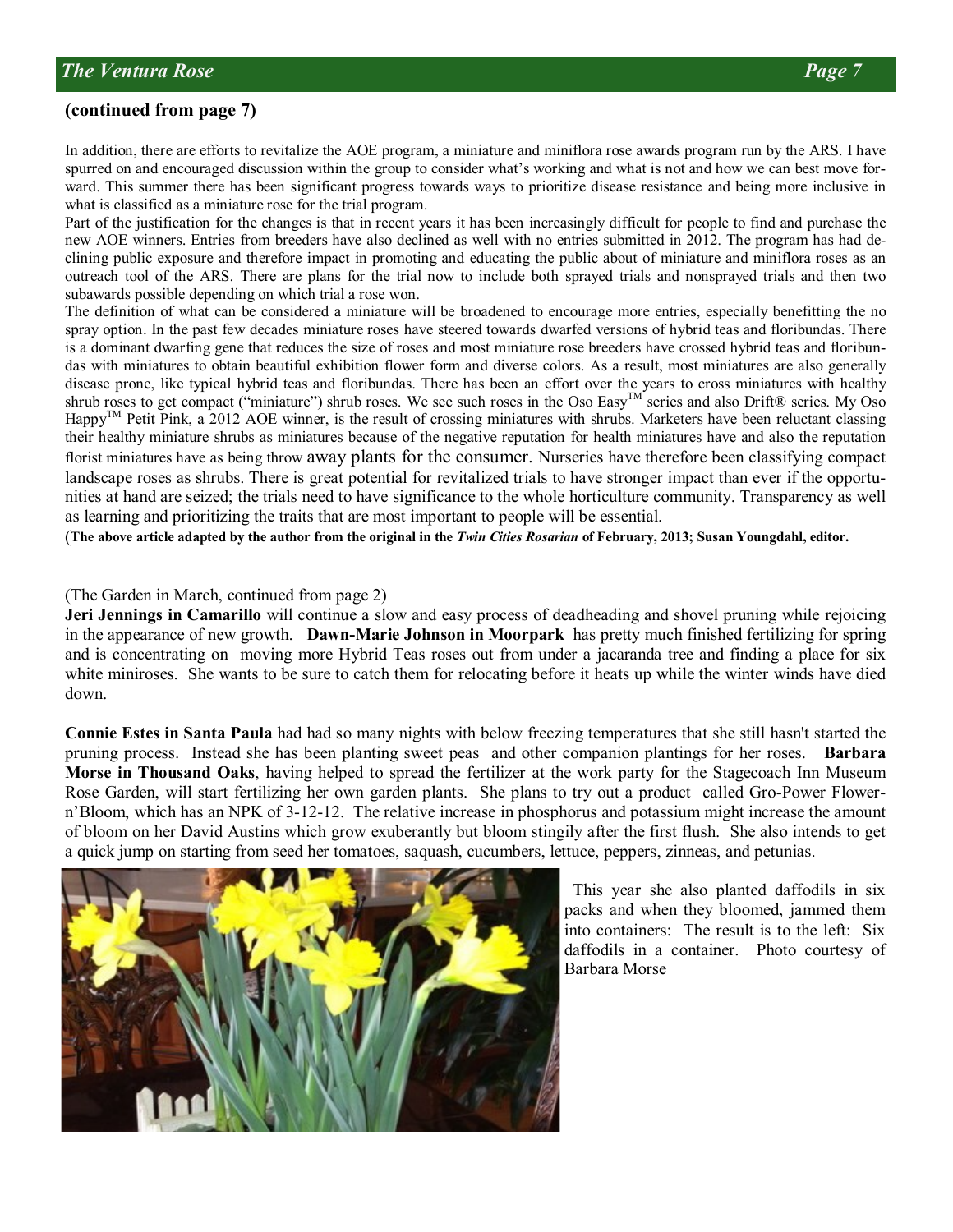**(continued from page 7)**

In addition, there are efforts to revitalize the AOE program, a miniature and miniflora rose awards program run by the ARS. I have spurred on and encouraged discussion within the group to consider what's working and what is not and how we can best move forward. This summer there has been significant progress towards ways to prioritize disease resistance and being more inclusive in what is classified as a miniature rose for the trial program.

Part of the justification for the changes is that in recent years it has been increasingly difficult for people to find and purchase the new AOE winners. Entries from breeders have also declined as well with no entries submitted in 2012. The program has had declining public exposure and therefore impact in promoting and educating the public about of miniature and miniflora roses as an outreach tool of the ARS. There are plans for the trial now to include both sprayed trials and nonsprayed trials and then two subawards possible depending on which trial a rose won.

The definition of what can be considered a miniature will be broadened to encourage more entries, especially benefitting the no spray option. In the past few decades miniature roses have steered towards dwarfed versions of hybrid teas and floribundas. There is a dominant dwarfing gene that reduces the size of roses and most miniature rose breeders have crossed hybrid teas and floribundas with miniatures to obtain beautiful exhibition flower form and diverse colors. As a result, most miniatures are also generally disease prone, like typical hybrid teas and floribundas. There has been an effort over the years to cross miniatures with healthy shrub roses to get compact ("miniature") shrub roses. We see such roses in the Oso Easy™ series and also Drift® series. My Oso Happy™ Petit Pink, a 2012 AOE winner, is the result of crossing miniatures with shrubs. Marketers have been reluctant classing their healthy miniature shrubs as miniatures because of the negative reputation for health miniatures have and also the reputation florist miniatures have as being throw away plants for the consumer. Nurseries have therefore been classifying compact landscape roses as shrubs. There is great potential for revitalized trials to have stronger impact than ever if the opportunities at hand are seized; the trials need to have significance to the whole horticulture community. Transparency as well as learning and prioritizing the traits that are most important to people will be essential.

(**The above article adapted by the author from the original in the *Twin Cities Rosarian* of February, 2013; Susan Youngdahl, editor.**

(The Garden in March, continued from page 2)

**Jeri Jennings in Camarillo** will continue a slow and easy process of deadheading and shovel pruning while rejoicing in the appearance of new growth. **Dawn-Marie Johnson in Moorpark** has pretty much finished fertilizing for spring and is concentrating on moving more Hybrid Teas roses out from under a jacaranda tree and finding a place for six white miniroses. She wants to be sure to catch them for relocating before it heats up while the winter winds have died down.

**Connie Estes in Santa Paula** had had so many nights with below freezing temperatures that she still hasn't started the pruning process. Instead she has been planting sweet peas and other companion plantings for her roses. **Barbara Morse in Thousand Oaks**, having helped to spread the fertilizer at the work party for the Stagecoach Inn Museum Rose Garden, will start fertilizing her own garden plants. She plans to try out a product called Gro-Power Flower-n'Bloom, which has an NPK of 3-12-12. The relative increase in phosphorus and potassium might increase the amount of bloom on her David Austins which grow exuberantly but bloom stingily after the first flush. She also intends to get a quick jump on starting from seed her tomatoes, saquash, cucumbers, lettuce, peppers, zinneas, and petunias.

This year she also planted daffodils in six packs and when they bloomed, jammed them into containers: The result is to the left: Six daffodils in a container. Photo courtesy of Barbara Morse